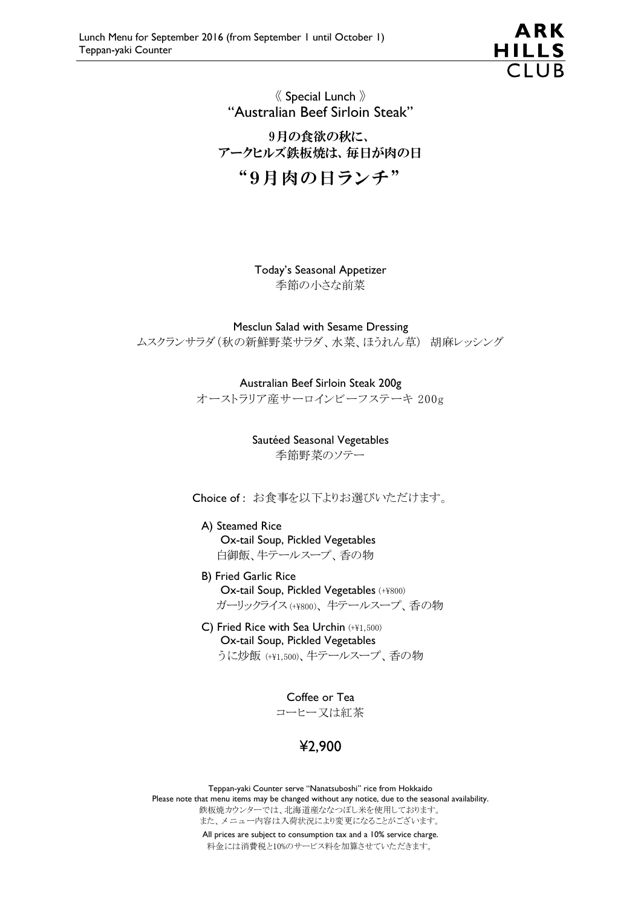Lunch Menu for September 2016 (from September 1 until October 1)
Teppan-yaki Counter

ARK HILLS CLUB

《 Special Lunch 》
"Australian Beef Sirloin Steak"

9月の食欲の秋に、
アークヒルズ鉄板焼は、毎日が肉の日

# "9月肉の日ランチ"

Today's Seasonal Appetizer
季節の小さな前菜

Mesclun Salad with Sesame Dressing
ムスクランサラダ（秋の新鮮野菜サラダ、水菜、ほうれん草） 胡麻レッシング

Australian Beef Sirloin Steak 200g
オーストラリア産サーロインビーフステーキ 200g

Sautéed Seasonal Vegetables
季節野菜のソテー

Choice of : お食事を以下よりお選びいただけます。

A) Steamed Rice
Ox-tail Soup, Pickled Vegetables
白御飯、牛テールスープ、香の物

B) Fried Garlic Rice
Ox-tail Soup, Pickled Vegetables (+¥800)
ガーリックライス(+¥800)、牛テールスープ、香の物

C) Fried Rice with Sea Urchin (+¥1,500)
Ox-tail Soup, Pickled Vegetables
うに炒飯 (+¥1,500)、牛テールスープ、香の物

Coffee or Tea
コーヒー又は紅茶

**¥2,900**

Teppan-yaki Counter serve "Nanatsuboshi" rice from Hokkaido
Please note that menu items may be changed without any notice, due to the seasonal availability.
鉄板焼カウンターでは、北海道産ななつぼし米を使用しております。
また、メニュー内容は入荷状況により変更になることがございます。

All prices are subject to consumption tax and a 10% service charge.
料金には消費税と10%のサービス料を加算させていただきます。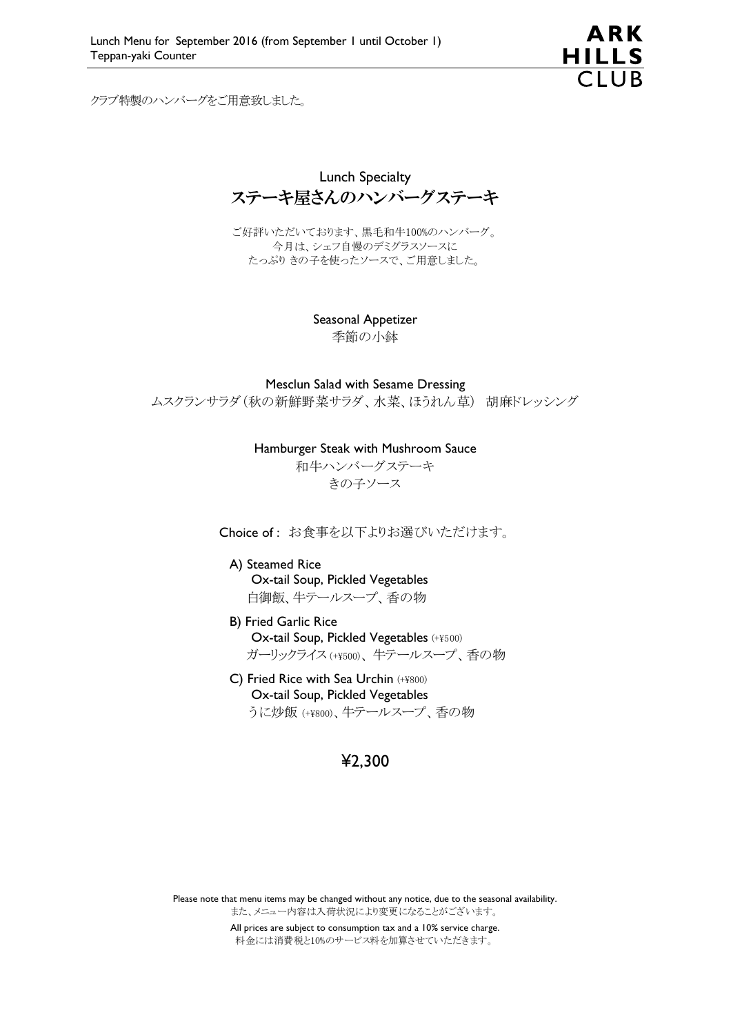Lunch Menu for September 2016 (from September 1 until October 1)
Teppan-yaki Counter

**ARK HILLS CLUB**

クラブ特製のハンバーグをご用意致しました。

## Lunch Specialty
## ステーキ屋さんのハンバーグステーキ

ご好評いただいております、黒毛和牛100%のハンバーグ。
今月は、シェフ自慢のデミグラスソースに
たっぷり きの子を使ったソースで、ご用意しました。

**Seasonal Appetizer**
季節の小鉢

**Mesclun Salad with Sesame Dressing**
ムスクランサラダ（秋の新鮮野菜サラダ、水菜、ほうれん草） 胡麻ドレッシング

**Hamburger Steak with Mushroom Sauce**
和牛ハンバーグステーキ
きの子ソース

Choice of : お食事を以下よりお選びいただけます。

- A) Steamed Rice
  Ox-tail Soup, Pickled Vegetables
  白御飯、牛テールスープ、香の物
- B) Fried Garlic Rice
  Ox-tail Soup, Pickled Vegetables (+¥500)
  ガーリックライス (+¥500)、牛テールスープ、香の物
- C) Fried Rice with Sea Urchin (+¥800)
  Ox-tail Soup, Pickled Vegetables
  うに炒飯 (+¥800)、牛テールスープ、香の物

**¥2,300**

Please note that menu items may be changed without any notice, due to the seasonal availability.
また、メニュー内容は入荷状況により変更になることがございます。

All prices are subject to consumption tax and a 10% service charge.
料金には消費税と10%のサービス料を加算させていただきます。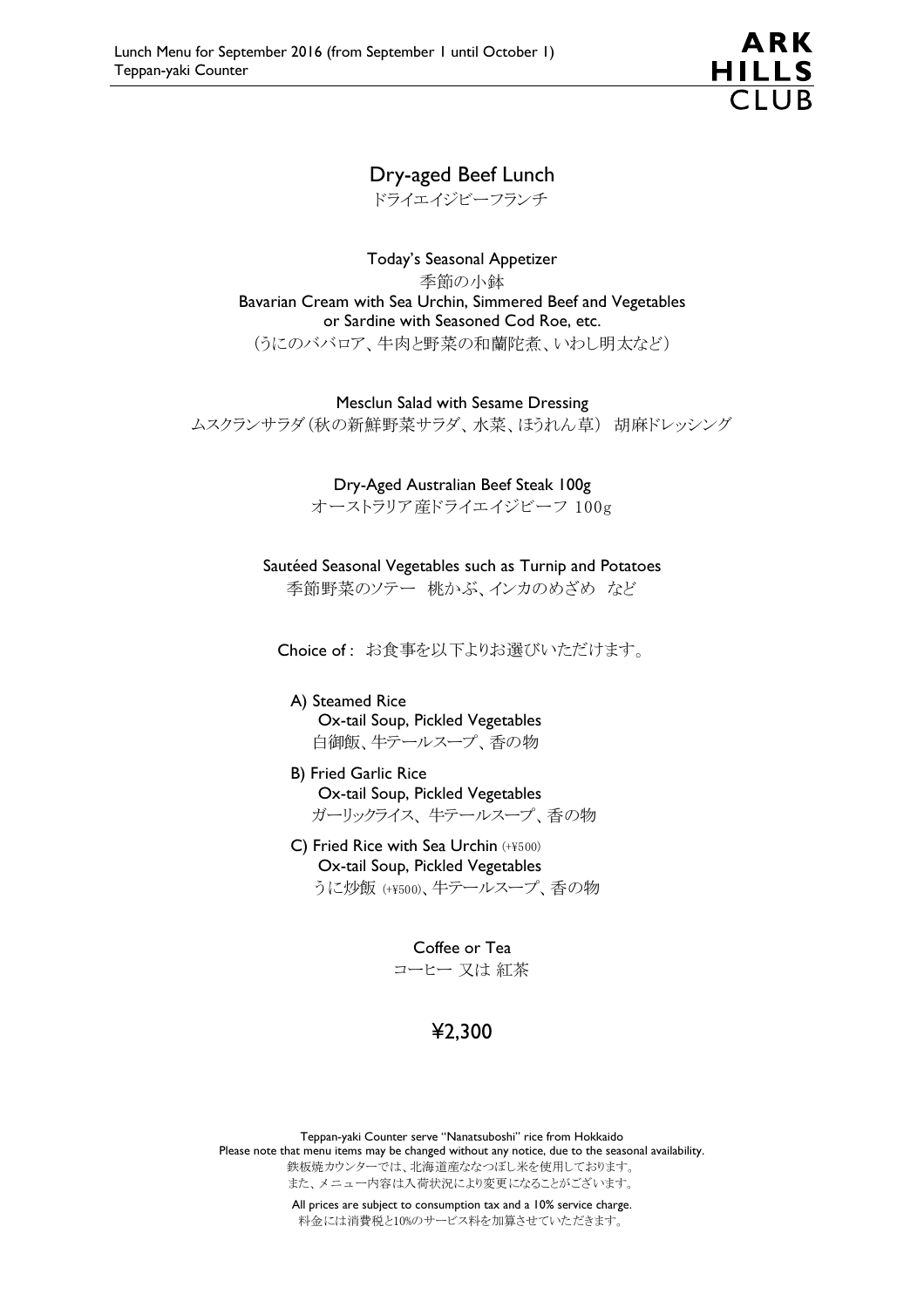Lunch Menu for September 2016 (from September 1 until October 1)
Teppan-yaki Counter

ARK HILLS CLUB

# Dry-aged Beef Lunch

ドライエイジビーフランチ

Today's Seasonal Appetizer
季節の小鉢
Bavarian Cream with Sea Urchin, Simmered Beef and Vegetables
or Sardine with Seasoned Cod Roe, etc.
（うにのババロア、牛肉と野菜の和蘭陀煮、いわし明太など）

Mesclun Salad with Sesame Dressing
ムスクランサラダ（秋の新鮮野菜サラダ、水菜、ほうれん草） 胡麻ドレッシング

Dry-Aged Australian Beef Steak 100g
オーストラリア産ドライエイジビーフ 100g

Sautéed Seasonal Vegetables such as Turnip and Potatoes
季節野菜のソテー 桃かぶ、インカのめざめ など

Choice of : お食事を以下よりお選びいただけます。

A) Steamed Rice
 Ox-tail Soup, Pickled Vegetables
 白御飯、牛テールスープ、香の物

B) Fried Garlic Rice
 Ox-tail Soup, Pickled Vegetables
 ガーリックライス、牛テールスープ、香の物

C) Fried Rice with Sea Urchin (+¥500)
 Ox-tail Soup, Pickled Vegetables
 うに炒飯 (+¥500)、牛テールスープ、香の物

Coffee or Tea
コーヒー 又は 紅茶

## ¥2,300

Teppan-yaki Counter serve "Nanatsuboshi" rice from Hokkaido
Please note that menu items may be changed without any notice, due to the seasonal availability.
鉄板焼カウンターでは、北海道産ななつぼし米を使用しております。
また、メニュー内容は入荷状況により変更になることがございます。

All prices are subject to consumption tax and a 10% service charge.
料金には消費税と10%のサービス料を加算させていただきます。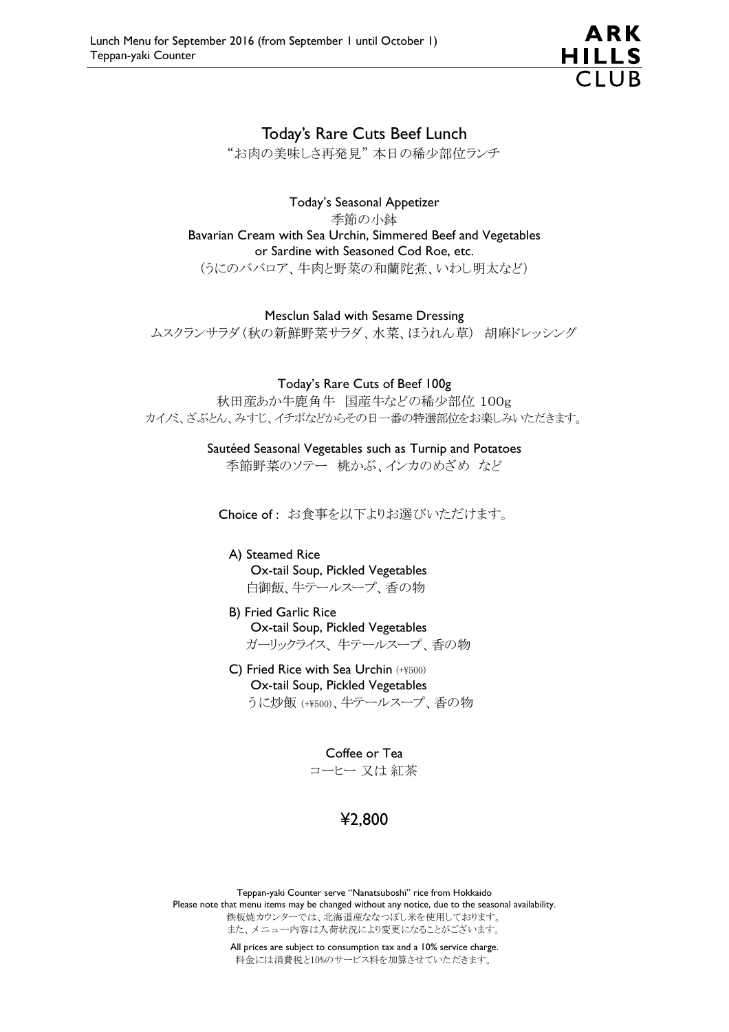Lunch Menu for September 2016 (from September 1 until October 1)
Teppan-yaki Counter

# Today's Rare Cuts Beef Lunch

"お肉の美味しさ再発見" 本日の稀少部位ランチ

### Today's Seasonal Appetizer

季節の小鉢
Bavarian Cream with Sea Urchin, Simmered Beef and Vegetables
or Sardine with Seasoned Cod Roe, etc.
(うにのババロア、牛肉と野菜の和蘭陀煮、いわし明太など)

### Mesclun Salad with Sesame Dressing

ムスクランサラダ(秋の新鮮野菜サラダ、水菜、ほうれん草) 胡麻ドレッシング

### Today's Rare Cuts of Beef 100g

秋田産あか牛鹿角牛 国産牛などの稀少部位 100g
カイノミ、ざぶとん、みすじ、イチボなどからその日一番の特選部位をお楽しみいただきます。

### Sautéed Seasonal Vegetables such as Turnip and Potatoes

季節野菜のソテー 桃かぶ、インカのめざめ など

Choice of : お食事を以下よりお選びいただけます。

- A) Steamed Rice
  Ox-tail Soup, Pickled Vegetables
  白御飯、牛テールスープ、香の物
- B) Fried Garlic Rice
  Ox-tail Soup, Pickled Vegetables
  ガーリックライス、牛テールスープ、香の物
- C) Fried Rice with Sea Urchin (+¥500)
  Ox-tail Soup, Pickled Vegetables
  うに炒飯 (+¥500)、牛テールスープ、香の物

### Coffee or Tea

コーヒー 又は 紅茶

## ¥2,800

Teppan-yaki Counter serve "Nanatsuboshi" rice from Hokkaido
Please note that menu items may be changed without any notice, due to the seasonal availability.
鉄板焼カウンターでは、北海道産ななつぼし米を使用しております。
また、メニュー内容は入荷状況により変更になることがございます。

All prices are subject to consumption tax and a 10% service charge.
料金には消費税と10%のサービス料を加算させていただきます。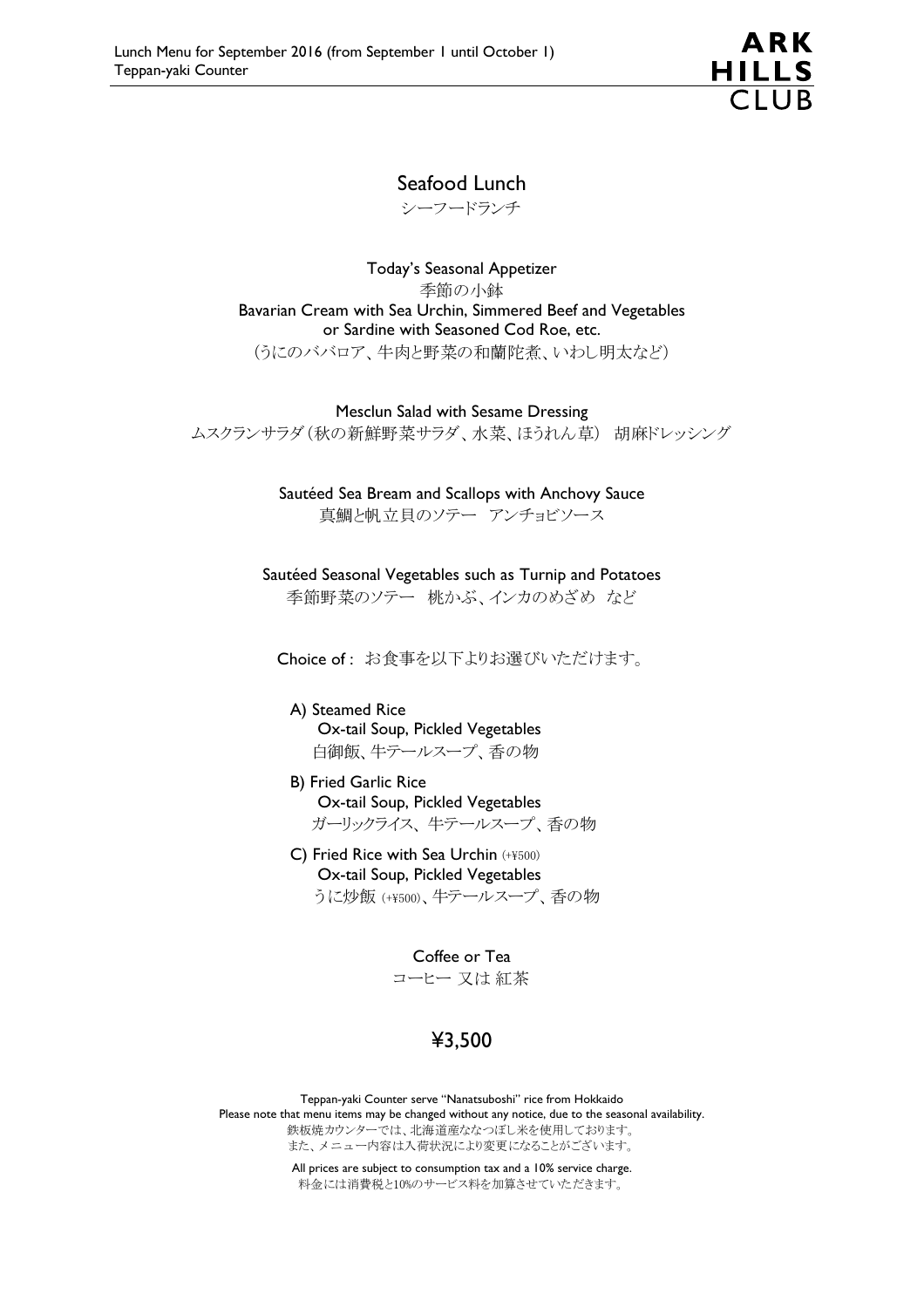Lunch Menu for September 2016 (from September 1 until October 1)
Teppan-yaki Counter

ARK HILLS CLUB

## Seafood Lunch

シーフードランチ

**Today's Seasonal Appetizer**
季節の小鉢
Bavarian Cream with Sea Urchin, Simmered Beef and Vegetables
or Sardine with Seasoned Cod Roe, etc.
（うにのババロア、牛肉と野菜の和蘭陀煮、いわし明太など）

**Mesclun Salad with Sesame Dressing**
ムスクランサラダ（秋の新鮮野菜サラダ、水菜、ほうれん草）　胡麻ドレッシング

**Sautéed Sea Bream and Scallops with Anchovy Sauce**
真鯛と帆立貝のソテー　アンチョビソース

**Sautéed Seasonal Vegetables such as Turnip and Potatoes**
季節野菜のソテー　桃かぶ、インカのめざめ　など

Choice of : お食事を以下よりお選びいただけます。

A) Steamed Rice
Ox-tail Soup, Pickled Vegetables
白御飯、牛テールスープ、香の物

B) Fried Garlic Rice
Ox-tail Soup, Pickled Vegetables
ガーリックライス、牛テールスープ、香の物

C) Fried Rice with Sea Urchin (+¥500)
Ox-tail Soup, Pickled Vegetables
うに炒飯 (+¥500)、牛テールスープ、香の物

**Coffee or Tea**
コーヒー 又は 紅茶

## ¥3,500

Teppan-yaki Counter serve "Nanatsuboshi" rice from Hokkaido
Please note that menu items may be changed without any notice, due to the seasonal availability.
鉄板焼カウンターでは、北海道産ななつぼし米を使用しております。
また、メニュー内容は入荷状況により変更になることがございます。

All prices are subject to consumption tax and a 10% service charge.
料金には消費税と10%のサービス料を加算させていただきます。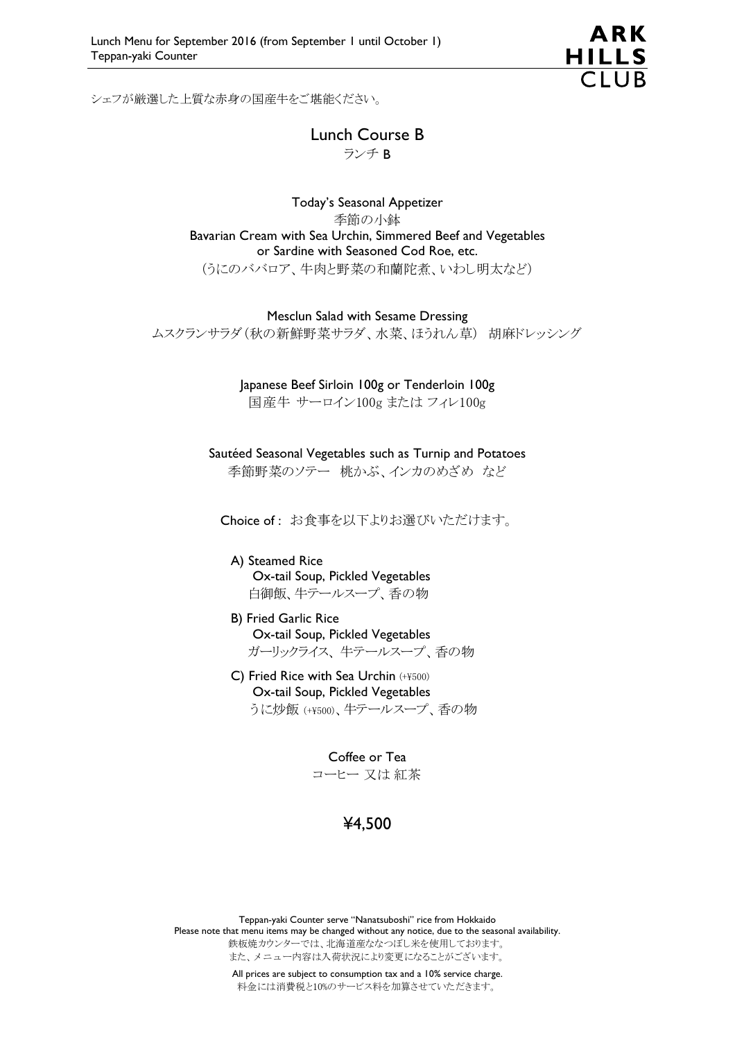Lunch Menu for September 2016 (from September 1 until October 1)
Teppan-yaki Counter

ARK HILLS CLUB

シェフが厳選した上質な赤身の国産牛をご堪能ください。

## Lunch Course B
ランチ B

Today's Seasonal Appetizer
季節の小鉢
Bavarian Cream with Sea Urchin, Simmered Beef and Vegetables
or Sardine with Seasoned Cod Roe, etc.
（うにのババロア、牛肉と野菜の和蘭陀煮、いわし明太など）

Mesclun Salad with Sesame Dressing
ムスクランサラダ（秋の新鮮野菜サラダ、水菜、ほうれん草） 胡麻ドレッシング

Japanese Beef Sirloin 100g or Tenderloin 100g
国産牛 サーロイン100g または フィレ100g

Sautéed Seasonal Vegetables such as Turnip and Potatoes
季節野菜のソテー 桃かぶ、インカのめざめ など

Choice of : お食事を以下よりお選びいただけます。

- A) Steamed Rice
  Ox-tail Soup, Pickled Vegetables
  白御飯、牛テールスープ、香の物
- B) Fried Garlic Rice
  Ox-tail Soup, Pickled Vegetables
  ガーリックライス、牛テールスープ、香の物
- C) Fried Rice with Sea Urchin (+¥500)
  Ox-tail Soup, Pickled Vegetables
  うに炒飯 (+¥500)、牛テールスープ、香の物

Coffee or Tea
コーヒー 又は 紅茶

**¥4,500**

Teppan-yaki Counter serve "Nanatsuboshi" rice from Hokkaido
Please note that menu items may be changed without any notice, due to the seasonal availability.
鉄板焼カウンターでは、北海道産ななつぼし米を使用しております。
また、メニュー内容は入荷状況により変更になることがございます。

All prices are subject to consumption tax and a 10% service charge.
料金には消費税と10%のサービス料を加算させていただきます。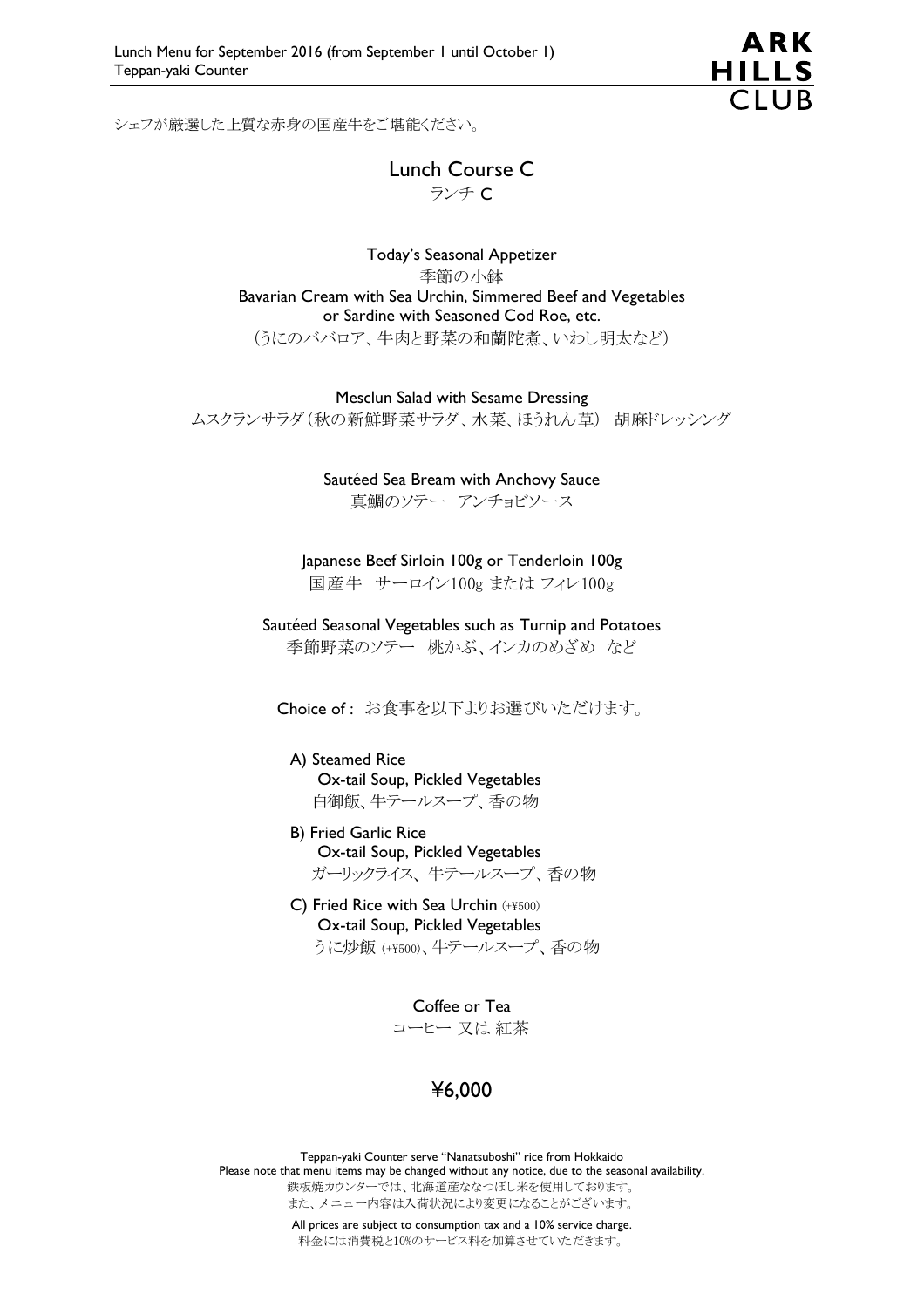シェフが厳選した上質な赤身の国産牛をご堪能ください。

# Lunch Course C

ランチ C

Today's Seasonal Appetizer
季節の小鉢
Bavarian Cream with Sea Urchin, Simmered Beef and Vegetables
or Sardine with Seasoned Cod Roe, etc.
（うにのババロア、牛肉と野菜の和蘭陀煮、いわし明太など）

Mesclun Salad with Sesame Dressing
ムスクランサラダ（秋の新鮮野菜サラダ、水菜、ほうれん草） 胡麻ドレッシング

Sautéed Sea Bream with Anchovy Sauce
真鯛のソテー アンチョビソース

Japanese Beef Sirloin 100g or Tenderloin 100g
国産牛 サーロイン100g または フィレ100g

Sautéed Seasonal Vegetables such as Turnip and Potatoes
季節野菜のソテー 桃かぶ、インカのめざめ など

Choice of : お食事を以下よりお選びいただけます。

A) Steamed Rice
Ox-tail Soup, Pickled Vegetables
白御飯、牛テールスープ、香の物

B) Fried Garlic Rice
Ox-tail Soup, Pickled Vegetables
ガーリックライス、牛テールスープ、香の物

C) Fried Rice with Sea Urchin (+¥500)
Ox-tail Soup, Pickled Vegetables
うに炒飯 (+¥500)、牛テールスープ、香の物

Coffee or Tea
コーヒー 又は 紅茶

**¥6,000**

Teppan-yaki Counter serve "Nanatsuboshi" rice from Hokkaido
Please note that menu items may be changed without any notice, due to the seasonal availability.
鉄板焼カウンターでは、北海道産ななつぼし米を使用しております。
また、メニュー内容は入荷状況により変更になることがございます。

All prices are subject to consumption tax and a 10% service charge.
料金には消費税と10%のサービス料を加算させていただきます。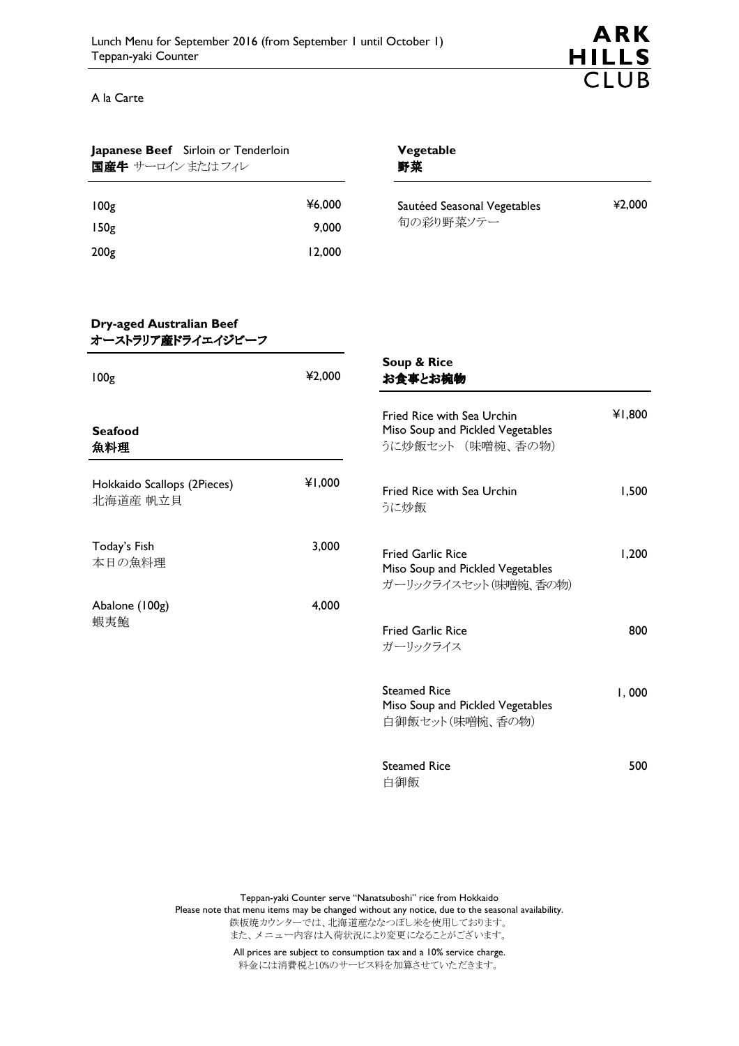Lunch Menu for September 2016 (from September 1 until October 1)
Teppan-yaki Counter

A la Carte

## Japanese Beef Sirloin or Tenderloin
## 国産牛 サーロイン またはフィレ

| | |
|---|---|
| 100g | ¥6,000 |
| 150g | 9,000 |
| 200g | 12,000 |

## Dry-aged Australian Beef
## オーストラリア産ドライエイジビーフ

| | |
|---|---|
| 100g | ¥2,000 |

## Seafood
## 魚料理

| | |
|---|---|
| Hokkaido Scallops (2Pieces)<br>北海道産 帆立貝 | ¥1,000 |
| Today's Fish<br>本日の魚料理 | 3,000 |
| Abalone (100g)<br>蝦夷鮑 | 4,000 |

## Vegetable
## 野菜

| | |
|---|---|
| Sautéed Seasonal Vegetables<br>旬の彩り野菜ソテー | ¥2,000 |

## Soup & Rice
## お食事とお椀物

| | |
|---|---|
| Fried Rice with Sea Urchin<br>Miso Soup and Pickled Vegetables<br>うに炒飯セット （味噌椀、香の物） | ¥1,800 |
| Fried Rice with Sea Urchin<br>うに炒飯 | 1,500 |
| Fried Garlic Rice<br>Miso Soup and Pickled Vegetables<br>ガーリックライスセット(味噌椀、香の物) | 1,200 |
| Fried Garlic Rice<br>ガーリックライス | 800 |
| Steamed Rice<br>Miso Soup and Pickled Vegetables<br>白御飯セット(味噌椀、香の物) | 1, 000 |
| Steamed Rice<br>白御飯 | 500 |

Teppan-yaki Counter serve "Nanatsuboshi" rice from Hokkaido
Please note that menu items may be changed without any notice, due to the seasonal availability.
鉄板焼カウンターでは、北海道産ななつぼし米を使用しております。
また、メニュー内容は入荷状況により変更になることがございます。

All prices are subject to consumption tax and a 10% service charge.
料金には消費税と10%のサービス料を加算させていただきます。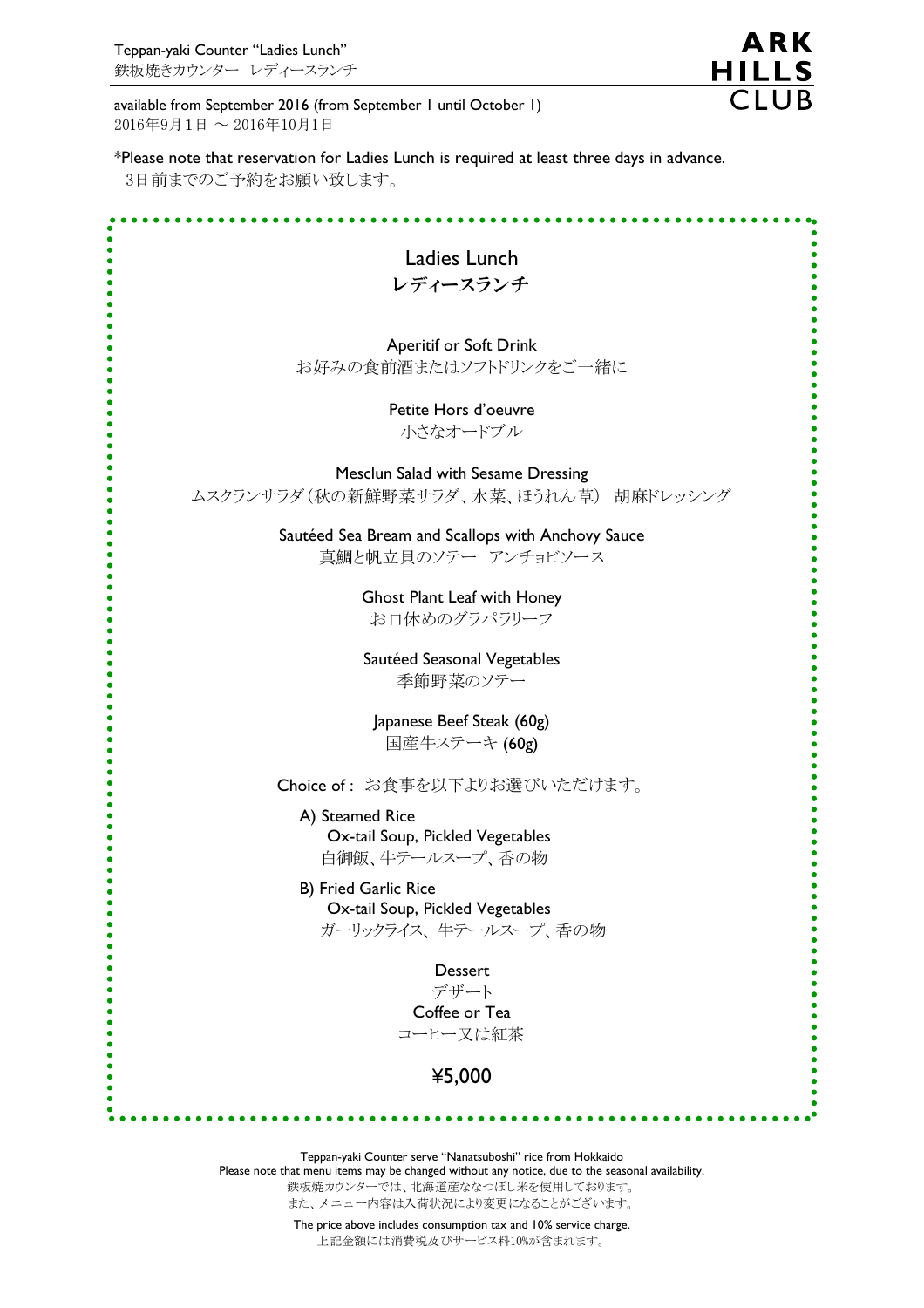Teppan-yaki Counter "Ladies Lunch"
鉄板焼きカウンター　レディースランチ

ARK HILLS CLUB

available from September 2016 (from September 1 until October 1)
2016年9月1日 ～ 2016年10月1日

*Please note that reservation for Ladies Lunch is required at least three days in advance.
3日前までのご予約をお願い致します。

## Ladies Lunch
## レディースランチ

Aperitif or Soft Drink
お好みの食前酒またはソフトドリンクをご一緒に

Petite Hors d'oeuvre
小さなオードブル

Mesclun Salad with Sesame Dressing
ムスクランサラダ（秋の新鮮野菜サラダ、水菜、ほうれん草）　胡麻ドレッシング

Sautéed Sea Bream and Scallops with Anchovy Sauce
真鯛と帆立貝のソテー　アンチョビソース

Ghost Plant Leaf with Honey
お口休めのグラパラリーフ

Sautéed Seasonal Vegetables
季節野菜のソテー

Japanese Beef Steak (60g)
国産牛ステーキ (60g)

Choice of : お食事を以下よりお選びいただけます。

A) Steamed Rice
Ox-tail Soup, Pickled Vegetables
白御飯、牛テールスープ、香の物

B) Fried Garlic Rice
Ox-tail Soup, Pickled Vegetables
ガーリックライス、牛テールスープ、香の物

Dessert
デザート
Coffee or Tea
コーヒー又は紅茶

**¥5,000**

Teppan-yaki Counter serve "Nanatsuboshi" rice from Hokkaido
Please note that menu items may be changed without any notice, due to the seasonal availability.
鉄板焼カウンターでは、北海道産ななつぼし米を使用しております。
また、メニュー内容は入荷状況により変更になることがございます。

The price above includes consumption tax and 10% service charge.
上記金額には消費税及びサービス料10%が含まれます。